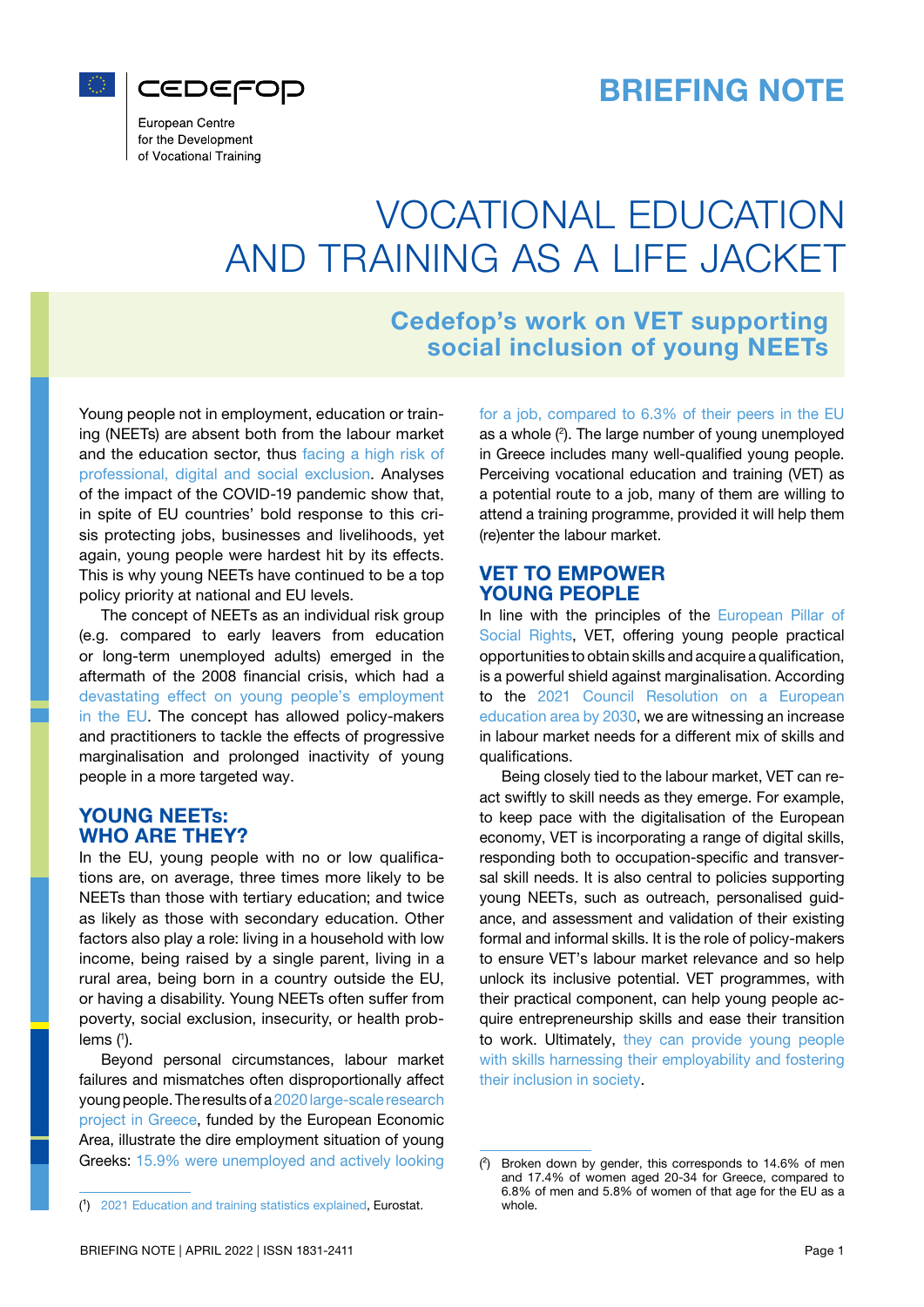cedefop

European Centre for the Development of Vocational Training

BRIEFING NOTE

# VOCATIONAL EDUCATION AND TRAINING AS A LIFE JACKET

## Cedefop's work on VET supporting social inclusion of young NEETs

Young people not in employment, education or training (NEETs) are absent both from the labour market and the education sector, thus facing a high risk of professional, digital and social exclusion. Analyses of the impact of the COVID-19 pandemic show that, in spite of EU countries' bold response to this crisis protecting jobs, businesses and livelihoods, yet again, young people were hardest hit by its effects. This is why young NEETs have continued to be a top policy priority at national and EU levels.

The concept of NEETs as an individual risk group (e.g. compared to early leavers from education or long-term unemployed adults) emerged in the aftermath of the 2008 financial crisis, which had a devastating effect on young people's employment in the EU. The concept has allowed policy-makers and practitioners to tackle the effects of progressive marginalisation and prolonged inactivity of young people in a more targeted way.

### YOUNG NEETs: WHO ARE THEY?

In the EU, young people with no or low qualifications are, on average, three times more likely to be NEETs than those with tertiary education; and twice as likely as those with secondary education. Other factors also play a role: living in a household with low income, being raised by a single parent, living in a rural area, being born in a country outside the EU, or having a disability. Young NEETs often suffer from poverty, social exclusion, insecurity, or health problems [1].

Beyond personal circumstances, labour market failures and mismatches often disproportionally affect young people. The results of a 2020 large-scale research project in Greece, funded by the European Economic Area, illustrate the dire employment situation of young Greeks: 15.9% were unemployed and actively looking for a job, compared to 6.3% of their peers in the EU as a whole [2]. The large number of young unemployed in Greece includes many well-qualified young people. Perceiving vocational education and training (VET) as a potential route to a job, many of them are willing to attend a training programme, provided it will help them (re)enter the labour market.

### VET TO EMPOWER YOUNG PEOPLE

In line with the principles of the European Pillar of Social Rights, VET, offering young people practical opportunities to obtain skills and acquire a qualification, is a powerful shield against marginalisation. According to the 2021 Council Resolution on a European education area by 2030, we are witnessing an increase in labour market needs for a different mix of skills and qualifications.

Being closely tied to the labour market, VET can react swiftly to skill needs as they emerge. For example, to keep pace with the digitalisation of the European economy, VET is incorporating a range of digital skills, responding both to occupation-specific and transversal skill needs. It is also central to policies supporting young NEETs, such as outreach, personalised guidance, and assessment and validation of their existing formal and informal skills. It is the role of policy-makers to ensure VET's labour market relevance and so help unlock its inclusive potential. VET programmes, with their practical component, can help young people acquire entrepreneurship skills and ease their transition to work. Ultimately, they can provide young people with skills harnessing their employability and fostering their inclusion in society.

[1] 2021 Education and training statistics explained, Eurostat.

[2] Broken down by gender, this corresponds to 14.6% of men and 17.4% of women aged 20-34 for Greece, compared to 6.8% of men and 5.8% of women of that age for the EU as a whole.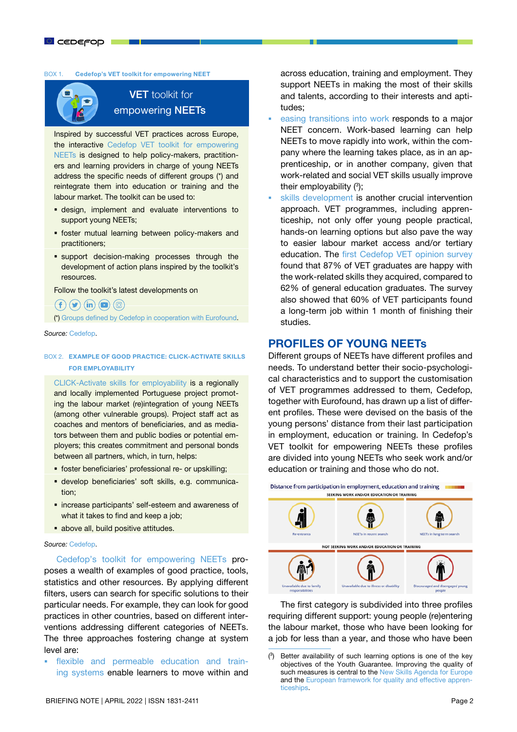BOX 1. **Cedefop's VET toolkit for empowering NEET**

**VET** toolkit for empowering **NEETs**

Inspired by successful VET practices across Europe, the interactive Cedefop VET toolkit for empowering NEETs is designed to help policy-makers, practitioners and learning providers in charge of young NEETs address the specific needs of different groups (*) and reintegrate them into education or training and the labour market. The toolkit can be used to:

- design, implement and evaluate interventions to support young NEETs;
- foster mutual learning between policy-makers and practitioners;
- support decision-making processes through the development of action plans inspired by the toolkit's resources.

Follow the toolkit's latest developments on

(*) Groups defined by Cedefop in cooperation with Eurofound.

*Source:* Cedefop.

BOX 2. **EXAMPLE OF GOOD PRACTICE: CLICK-ACTIVATE SKILLS FOR EMPLOYABILITY**

CLICK-Activate skills for employability is a regionally and locally implemented Portuguese project promoting the labour market (re)integration of young NEETs (among other vulnerable groups). Project staff act as coaches and mentors of beneficiaries, and as mediators between them and public bodies or potential employers; this creates commitment and personal bonds between all partners, which, in turn, helps:

- foster beneficiaries' professional re- or upskilling;
- develop beneficiaries' soft skills, e.g. communication;
- increase participants' self-esteem and awareness of what it takes to find and keep a job;
- above all, build positive attitudes.

*Source:* Cedefop.

Cedefop's toolkit for empowering NEETs proposes a wealth of examples of good practice, tools, statistics and other resources. By applying different filters, users can search for specific solutions to their particular needs. For example, they can look for good practices in other countries, based on different interventions addressing different categories of NEETs. The three approaches fostering change at system level are:

- flexible and permeable education and training systems enable learners to move within and across education, training and employment. They support NEETs in making the most of their skills and talents, according to their interests and aptitudes;
- easing transitions into work responds to a major NEET concern. Work-based learning can help NEETs to move rapidly into work, within the company where the learning takes place, as in an apprenticeship, or in another company, given that work-related and social VET skills usually improve their employability [3];
- skills development is another crucial intervention approach. VET programmes, including apprenticeship, not only offer young people practical, hands-on learning options but also pave the way to easier labour market access and/or tertiary education. The first Cedefop VET opinion survey found that 87% of VET graduates are happy with the work-related skills they acquired, compared to 62% of general education graduates. The survey also showed that 60% of VET participants found a long-term job within 1 month of finishing their studies.

## PROFILES OF YOUNG NEETs

Different groups of NEETs have different profiles and needs. To understand better their socio-psychological characteristics and to support the customisation of VET programmes addressed to them, Cedefop, together with Eurofound, has drawn up a list of different profiles. These were devised on the basis of the young persons' distance from their last participation in employment, education or training. In Cedefop's VET toolkit for empowering NEETs these profiles are divided into young NEETs who seek work and/or education or training and those who do not.

Distance from participation in employment, education and training

SEEKING WORK AND/OR EDUCATION OR TRAINING

Re-entrants | NEETs in recent search | NEETs in long-term search

NOT SEEKING WORK AND/OR EDUCATION OR TRAINING

Unavailable due to family responsibilities | Unavailable due to illness or disability | Discouraged and disengaged young people

The first category is subdivided into three profiles requiring different support: young people (re)entering the labour market, those who have been looking for a job for less than a year, and those who have been

[3] Better availability of such learning options is one of the key objectives of the Youth Guarantee. Improving the quality of such measures is central to the New Skills Agenda for Europe and the European framework for quality and effective apprenticeships.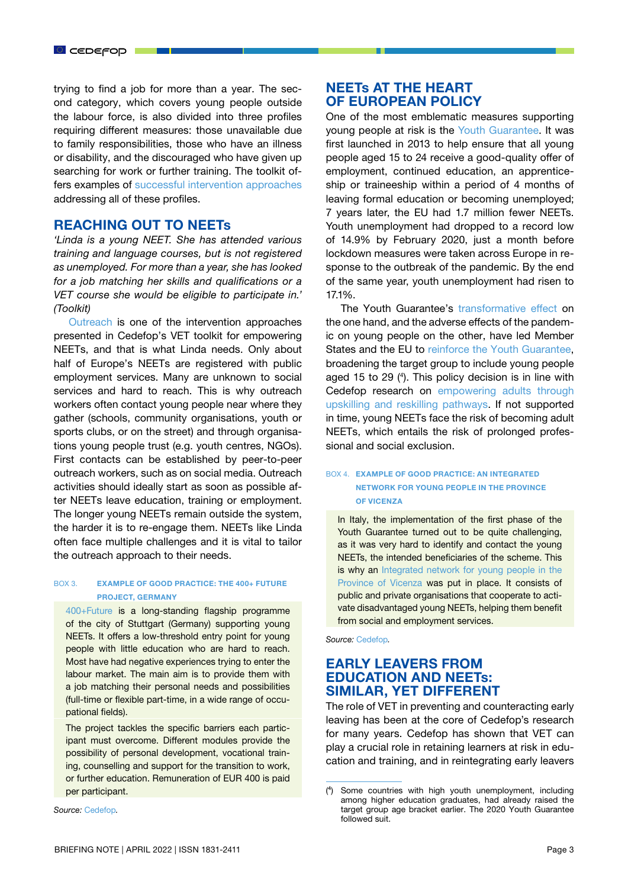trying to find a job for more than a year. The second category, which covers young people outside the labour force, is also divided into three profiles requiring different measures: those unavailable due to family responsibilities, those who have an illness or disability, and the discouraged who have given up searching for work or further training. The toolkit offers examples of successful intervention approaches addressing all of these profiles.

## REACHING OUT TO NEETs

*'Linda is a young NEET. She has attended various training and language courses, but is not registered as unemployed. For more than a year, she has looked for a job matching her skills and qualifications or a VET course she would be eligible to participate in.' (Toolkit)*

Outreach is one of the intervention approaches presented in Cedefop's VET toolkit for empowering NEETs, and that is what Linda needs. Only about half of Europe's NEETs are registered with public employment services. Many are unknown to social services and hard to reach. This is why outreach workers often contact young people near where they gather (schools, community organisations, youth or sports clubs, or on the street) and through organisations young people trust (e.g. youth centres, NGOs). First contacts can be established by peer-to-peer outreach workers, such as on social media. Outreach activities should ideally start as soon as possible after NEETs leave education, training or employment. The longer young NEETs remain outside the system, the harder it is to re-engage them. NEETs like Linda often face multiple challenges and it is vital to tailor the outreach approach to their needs.

**BOX 3. EXAMPLE OF GOOD PRACTICE: THE 400+ FUTURE PROJECT, GERMANY**

> 400+Future is a long-standing flagship programme of the city of Stuttgart (Germany) supporting young NEETs. It offers a low-threshold entry point for young people with little education who are hard to reach. Most have had negative experiences trying to enter the labour market. The main aim is to provide them with a job matching their personal needs and possibilities (full-time or flexible part-time, in a wide range of occupational fields).
>
> The project tackles the specific barriers each participant must overcome. Different modules provide the possibility of personal development, vocational training, counselling and support for the transition to work, or further education. Remuneration of EUR 400 is paid per participant.

*Source:* Cedefop.

## NEETs AT THE HEART OF EUROPEAN POLICY

One of the most emblematic measures supporting young people at risk is the Youth Guarantee. It was first launched in 2013 to help ensure that all young people aged 15 to 24 receive a good-quality offer of employment, continued education, an apprenticeship or traineeship within a period of 4 months of leaving formal education or becoming unemployed; 7 years later, the EU had 1.7 million fewer NEETs. Youth unemployment had dropped to a record low of 14.9% by February 2020, just a month before lockdown measures were taken across Europe in response to the outbreak of the pandemic. By the end of the same year, youth unemployment had risen to 17.1%.

The Youth Guarantee's transformative effect on the one hand, and the adverse effects of the pandemic on young people on the other, have led Member States and the EU to reinforce the Youth Guarantee, broadening the target group to include young people aged 15 to 29 ([4]). This policy decision is in line with Cedefop research on empowering adults through upskilling and reskilling pathways. If not supported in time, young NEETs face the risk of becoming adult NEETs, which entails the risk of prolonged professional and social exclusion.

**BOX 4. EXAMPLE OF GOOD PRACTICE: AN INTEGRATED NETWORK FOR YOUNG PEOPLE IN THE PROVINCE OF VICENZA**

> In Italy, the implementation of the first phase of the Youth Guarantee turned out to be quite challenging, as it was very hard to identify and contact the young NEETs, the intended beneficiaries of the scheme. This is why an Integrated network for young people in the Province of Vicenza was put in place. It consists of public and private organisations that cooperate to activate disadvantaged young NEETs, helping them benefit from social and employment services.

*Source:* Cedefop.

## EARLY LEAVERS FROM EDUCATION AND NEETs: SIMILAR, YET DIFFERENT

The role of VET in preventing and counteracting early leaving has been at the core of Cedefop's research for many years. Cedefop has shown that VET can play a crucial role in retaining learners at risk in education and training, and in reintegrating early leavers

---

([4]) Some countries with high youth unemployment, including among higher education graduates, had already raised the target group age bracket earlier. The 2020 Youth Guarantee followed suit.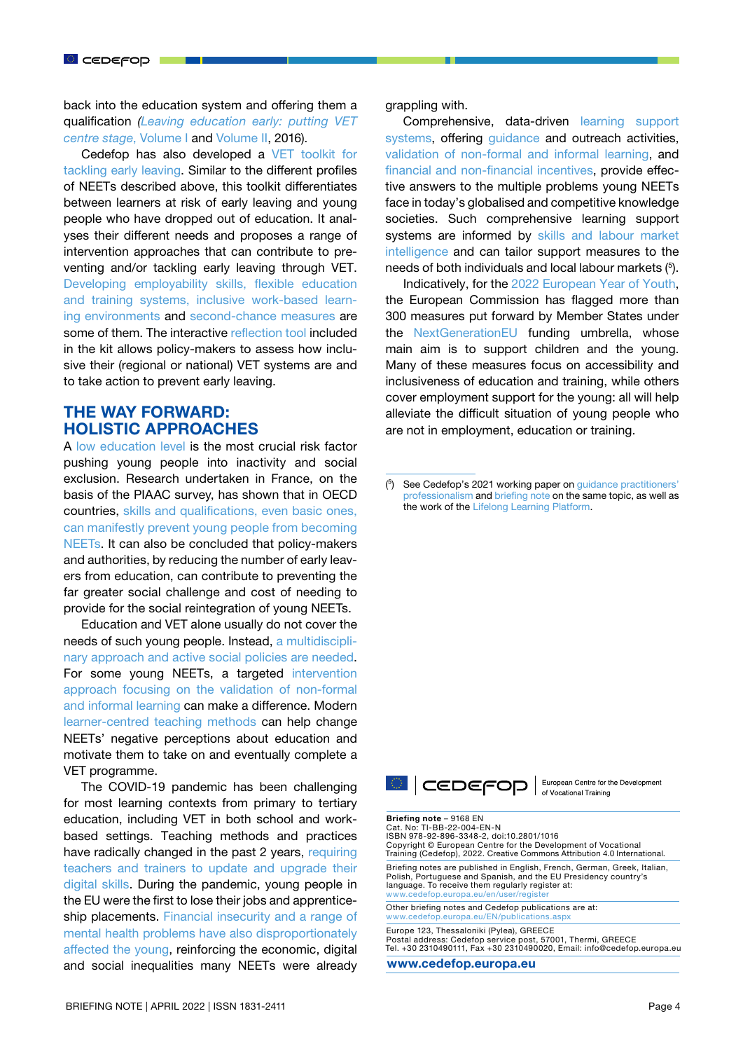back into the education system and offering them a qualification *(Leaving education early: putting VET centre stage*, Volume I and Volume II, 2016).

Cedefop has also developed a VET toolkit for tackling early leaving. Similar to the different profiles of NEETs described above, this toolkit differentiates between learners at risk of early leaving and young people who have dropped out of education. It analyses their different needs and proposes a range of intervention approaches that can contribute to preventing and/or tackling early leaving through VET. Developing employability skills, flexible education and training systems, inclusive work-based learning environments and second-chance measures are some of them. The interactive reflection tool included in the kit allows policy-makers to assess how inclusive their (regional or national) VET systems are and to take action to prevent early leaving.

## THE WAY FORWARD: HOLISTIC APPROACHES

A low education level is the most crucial risk factor pushing young people into inactivity and social exclusion. Research undertaken in France, on the basis of the PIAAC survey, has shown that in OECD countries, skills and qualifications, even basic ones, can manifestly prevent young people from becoming NEETs. It can also be concluded that policy-makers and authorities, by reducing the number of early leavers from education, can contribute to preventing the far greater social challenge and cost of needing to provide for the social reintegration of young NEETs.

Education and VET alone usually do not cover the needs of such young people. Instead, a multidisciplinary approach and active social policies are needed. For some young NEETs, a targeted intervention approach focusing on the validation of non-formal and informal learning can make a difference. Modern learner-centred teaching methods can help change NEETs' negative perceptions about education and motivate them to take on and eventually complete a VET programme.

The COVID-19 pandemic has been challenging for most learning contexts from primary to tertiary education, including VET in both school and work-based settings. Teaching methods and practices have radically changed in the past 2 years, requiring teachers and trainers to update and upgrade their digital skills. During the pandemic, young people in the EU were the first to lose their jobs and apprenticeship placements. Financial insecurity and a range of mental health problems have also disproportionately affected the young, reinforcing the economic, digital and social inequalities many NEETs were already grappling with.

Comprehensive, data-driven learning support systems, offering guidance and outreach activities, validation of non-formal and informal learning, and financial and non-financial incentives, provide effective answers to the multiple problems young NEETs face in today's globalised and competitive knowledge societies. Such comprehensive learning support systems are informed by skills and labour market intelligence and can tailor support measures to the needs of both individuals and local labour markets ([5]).

Indicatively, for the 2022 European Year of Youth, the European Commission has flagged more than 300 measures put forward by Member States under the NextGenerationEU funding umbrella, whose main aim is to support children and the young. Many of these measures focus on accessibility and inclusiveness of education and training, while others cover employment support for the young: all will help alleviate the difficult situation of young people who are not in employment, education or training.

---

([5]) See Cedefop's 2021 working paper on guidance practitioners' professionalism and briefing note on the same topic, as well as the work of the Lifelong Learning Platform.

---

CEDEFOP — European Centre for the Development of Vocational Training

**Briefing note** – 9168 EN
Cat. No: TI-BB-22-004-EN-N
ISBN 978-92-896-3348-2, doi:10.2801/1016
Copyright © European Centre for the Development of Vocational Training (Cedefop), 2022. Creative Commons Attribution 4.0 International.

Briefing notes are published in English, French, German, Greek, Italian, Polish, Portuguese and Spanish, and the EU Presidency country's language. To receive them regularly register at:
www.cedefop.europa.eu/en/user/register

Other briefing notes and Cedefop publications are at:
www.cedefop.europa.eu/EN/publications.aspx

Europe 123, Thessaloniki (Pylea), GREECE
Postal address: Cedefop service post, 57001, Thermi, GREECE
Tel. +30 2310490111, Fax +30 2310490020, Email: info@cedefop.europa.eu

**www.cedefop.europa.eu**